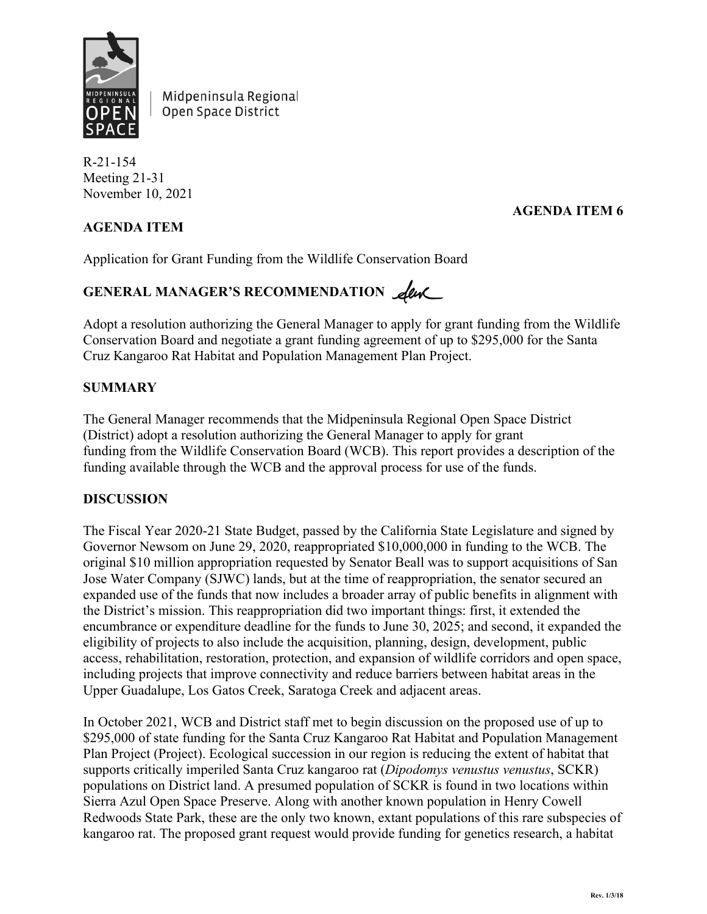Midpeninsula Regional Open Space District

R-21-154
Meeting 21-31
November 10, 2021

**AGENDA ITEM 6**

**AGENDA ITEM**

Application for Grant Funding from the Wildlife Conservation Board

**GENERAL MANAGER'S RECOMMENDATION**

Adopt a resolution authorizing the General Manager to apply for grant funding from the Wildlife Conservation Board and negotiate a grant funding agreement of up to $295,000 for the Santa Cruz Kangaroo Rat Habitat and Population Management Plan Project.

**SUMMARY**

The General Manager recommends that the Midpeninsula Regional Open Space District (District) adopt a resolution authorizing the General Manager to apply for grant funding from the Wildlife Conservation Board (WCB). This report provides a description of the funding available through the WCB and the approval process for use of the funds.

**DISCUSSION**

The Fiscal Year 2020-21 State Budget, passed by the California State Legislature and signed by Governor Newsom on June 29, 2020, reappropriated $10,000,000 in funding to the WCB. The original $10 million appropriation requested by Senator Beall was to support acquisitions of San Jose Water Company (SJWC) lands, but at the time of reappropriation, the senator secured an expanded use of the funds that now includes a broader array of public benefits in alignment with the District's mission. This reappropriation did two important things: first, it extended the encumbrance or expenditure deadline for the funds to June 30, 2025; and second, it expanded the eligibility of projects to also include the acquisition, planning, design, development, public access, rehabilitation, restoration, protection, and expansion of wildlife corridors and open space, including projects that improve connectivity and reduce barriers between habitat areas in the Upper Guadalupe, Los Gatos Creek, Saratoga Creek and adjacent areas.

In October 2021, WCB and District staff met to begin discussion on the proposed use of up to $295,000 of state funding for the Santa Cruz Kangaroo Rat Habitat and Population Management Plan Project (Project). Ecological succession in our region is reducing the extent of habitat that supports critically imperiled Santa Cruz kangaroo rat (*Dipodomys venustus venustus*, SCKR) populations on District land. A presumed population of SCKR is found in two locations within Sierra Azul Open Space Preserve. Along with another known population in Henry Cowell Redwoods State Park, these are the only two known, extant populations of this rare subspecies of kangaroo rat. The proposed grant request would provide funding for genetics research, a habitat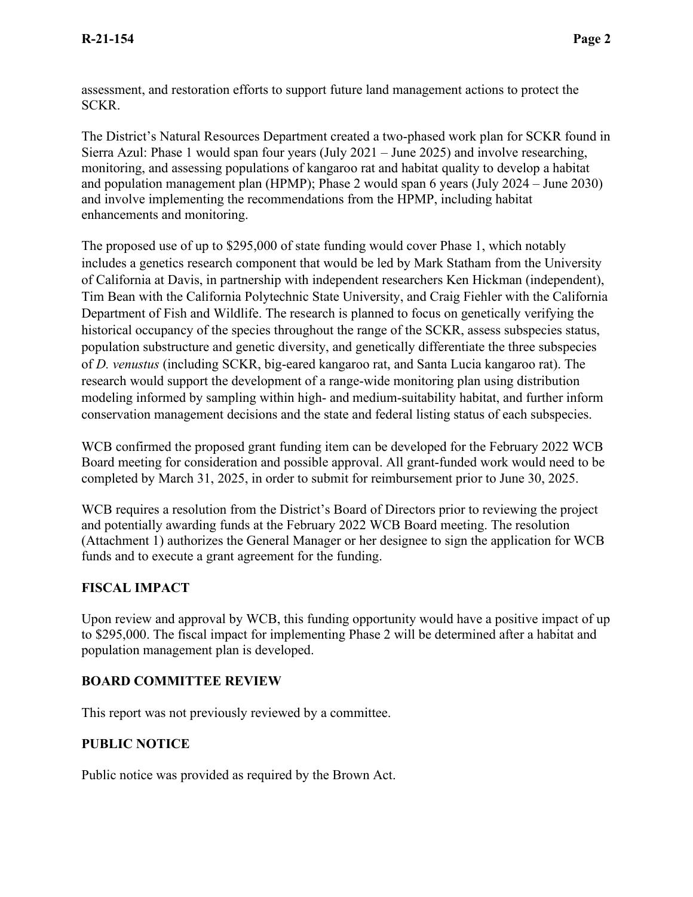assessment, and restoration efforts to support future land management actions to protect the SCKR.

The District's Natural Resources Department created a two-phased work plan for SCKR found in Sierra Azul: Phase 1 would span four years (July 2021 – June 2025) and involve researching, monitoring, and assessing populations of kangaroo rat and habitat quality to develop a habitat and population management plan (HPMP); Phase 2 would span 6 years (July 2024 – June 2030) and involve implementing the recommendations from the HPMP, including habitat enhancements and monitoring.

The proposed use of up to $295,000 of state funding would cover Phase 1, which notably includes a genetics research component that would be led by Mark Statham from the University of California at Davis, in partnership with independent researchers Ken Hickman (independent), Tim Bean with the California Polytechnic State University, and Craig Fiehler with the California Department of Fish and Wildlife. The research is planned to focus on genetically verifying the historical occupancy of the species throughout the range of the SCKR, assess subspecies status, population substructure and genetic diversity, and genetically differentiate the three subspecies of *D. venustus* (including SCKR, big-eared kangaroo rat, and Santa Lucia kangaroo rat). The research would support the development of a range-wide monitoring plan using distribution modeling informed by sampling within high- and medium-suitability habitat, and further inform conservation management decisions and the state and federal listing status of each subspecies.

WCB confirmed the proposed grant funding item can be developed for the February 2022 WCB Board meeting for consideration and possible approval. All grant-funded work would need to be completed by March 31, 2025, in order to submit for reimbursement prior to June 30, 2025.

WCB requires a resolution from the District's Board of Directors prior to reviewing the project and potentially awarding funds at the February 2022 WCB Board meeting. The resolution (Attachment 1) authorizes the General Manager or her designee to sign the application for WCB funds and to execute a grant agreement for the funding.

## FISCAL IMPACT

Upon review and approval by WCB, this funding opportunity would have a positive impact of up to $295,000. The fiscal impact for implementing Phase 2 will be determined after a habitat and population management plan is developed.

## BOARD COMMITTEE REVIEW

This report was not previously reviewed by a committee.

## PUBLIC NOTICE

Public notice was provided as required by the Brown Act.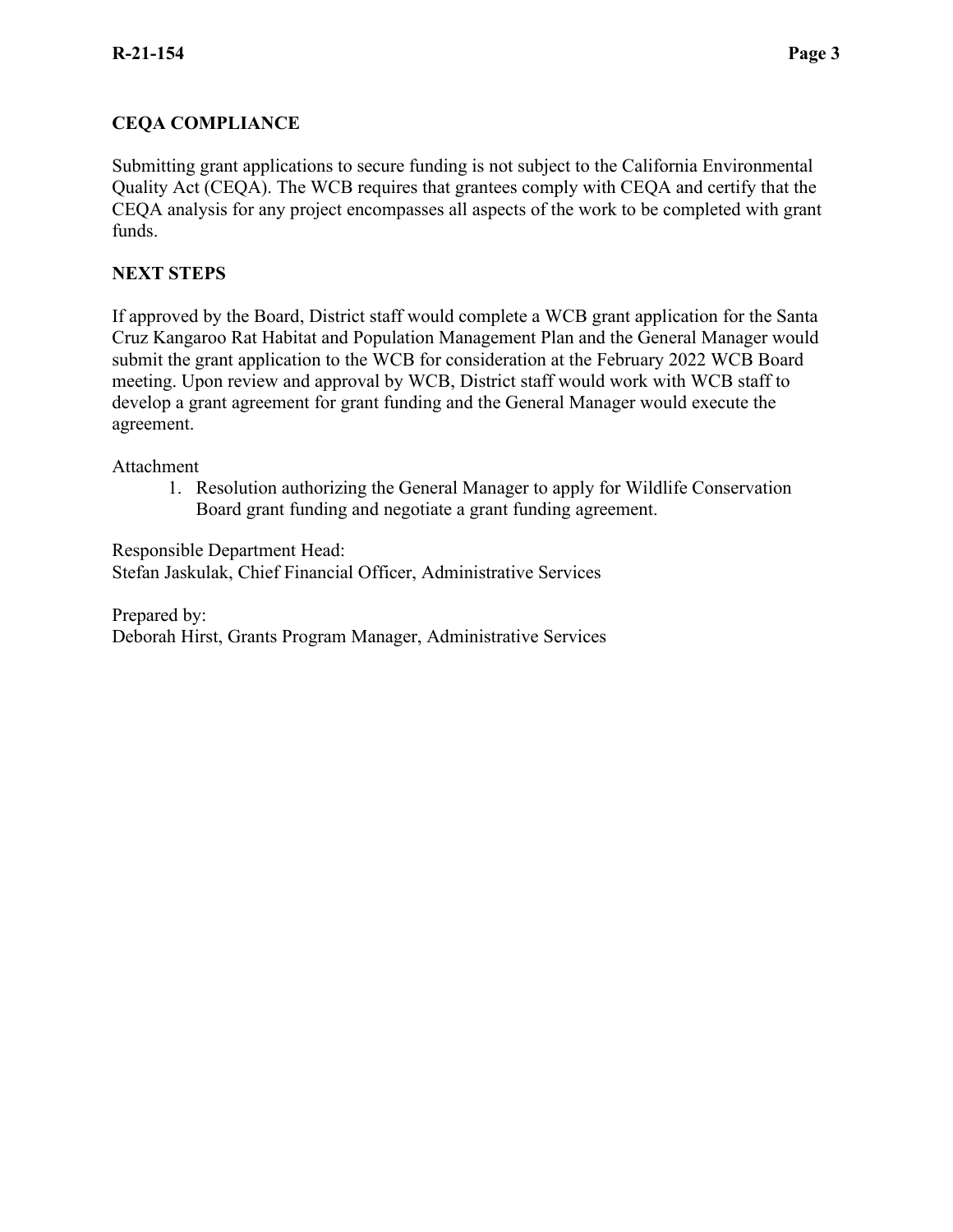## CEQA COMPLIANCE

Submitting grant applications to secure funding is not subject to the California Environmental Quality Act (CEQA). The WCB requires that grantees comply with CEQA and certify that the CEQA analysis for any project encompasses all aspects of the work to be completed with grant funds.

## NEXT STEPS

If approved by the Board, District staff would complete a WCB grant application for the Santa Cruz Kangaroo Rat Habitat and Population Management Plan and the General Manager would submit the grant application to the WCB for consideration at the February 2022 WCB Board meeting. Upon review and approval by WCB, District staff would work with WCB staff to develop a grant agreement for grant funding and the General Manager would execute the agreement.

Attachment

1. Resolution authorizing the General Manager to apply for Wildlife Conservation Board grant funding and negotiate a grant funding agreement.

Responsible Department Head:
Stefan Jaskulak, Chief Financial Officer, Administrative Services

Prepared by:
Deborah Hirst, Grants Program Manager, Administrative Services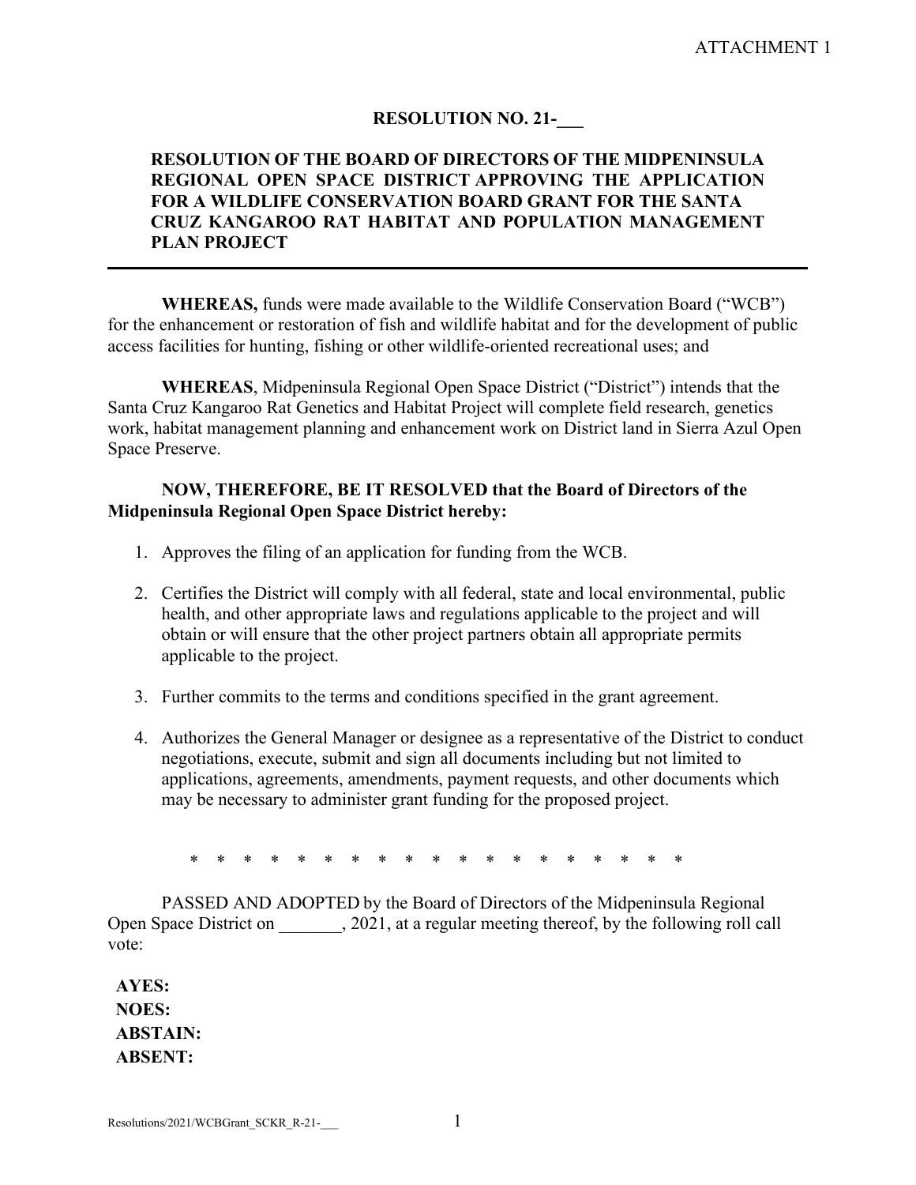ATTACHMENT 1

# RESOLUTION NO. 21-___

## RESOLUTION OF THE BOARD OF DIRECTORS OF THE MIDPENINSULA REGIONAL OPEN SPACE DISTRICT APPROVING THE APPLICATION FOR A WILDLIFE CONSERVATION BOARD GRANT FOR THE SANTA CRUZ KANGAROO RAT HABITAT AND POPULATION MANAGEMENT PLAN PROJECT

---

**WHEREAS,** funds were made available to the Wildlife Conservation Board ("WCB") for the enhancement or restoration of fish and wildlife habitat and for the development of public access facilities for hunting, fishing or other wildlife-oriented recreational uses; and

**WHEREAS**, Midpeninsula Regional Open Space District ("District") intends that the Santa Cruz Kangaroo Rat Genetics and Habitat Project will complete field research, genetics work, habitat management planning and enhancement work on District land in Sierra Azul Open Space Preserve.

**NOW, THEREFORE, BE IT RESOLVED that the Board of Directors of the Midpeninsula Regional Open Space District hereby:**

1. Approves the filing of an application for funding from the WCB.
2. Certifies the District will comply with all federal, state and local environmental, public health, and other appropriate laws and regulations applicable to the project and will obtain or will ensure that the other project partners obtain all appropriate permits applicable to the project.
3. Further commits to the terms and conditions specified in the grant agreement.
4. Authorizes the General Manager or designee as a representative of the District to conduct negotiations, execute, submit and sign all documents including but not limited to applications, agreements, amendments, payment requests, and other documents which may be necessary to administer grant funding for the proposed project.

* * * * * * * * * * * * * * * * * * * *

PASSED AND ADOPTED by the Board of Directors of the Midpeninsula Regional Open Space District on _______, 2021, at a regular meeting thereof, by the following roll call vote:

**AYES:**
**NOES:**
**ABSTAIN:**
**ABSENT:**

Resolutions/2021/WCBGrant_SCKR_R-21-___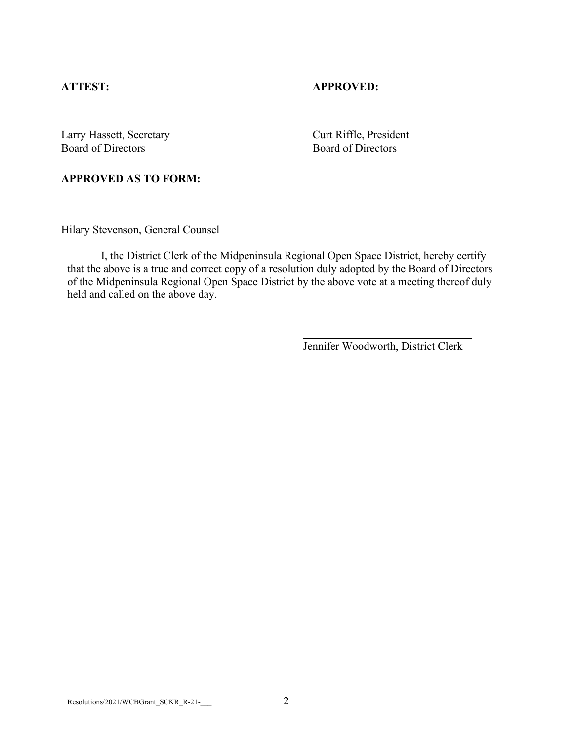**ATTEST:**

Larry Hassett, Secretary
Board of Directors

**APPROVED:**

Curt Riffle, President
Board of Directors

**APPROVED AS TO FORM:**

Hilary Stevenson, General Counsel

I, the District Clerk of the Midpeninsula Regional Open Space District, hereby certify that the above is a true and correct copy of a resolution duly adopted by the Board of Directors of the Midpeninsula Regional Open Space District by the above vote at a meeting thereof duly held and called on the above day.

Jennifer Woodworth, District Clerk